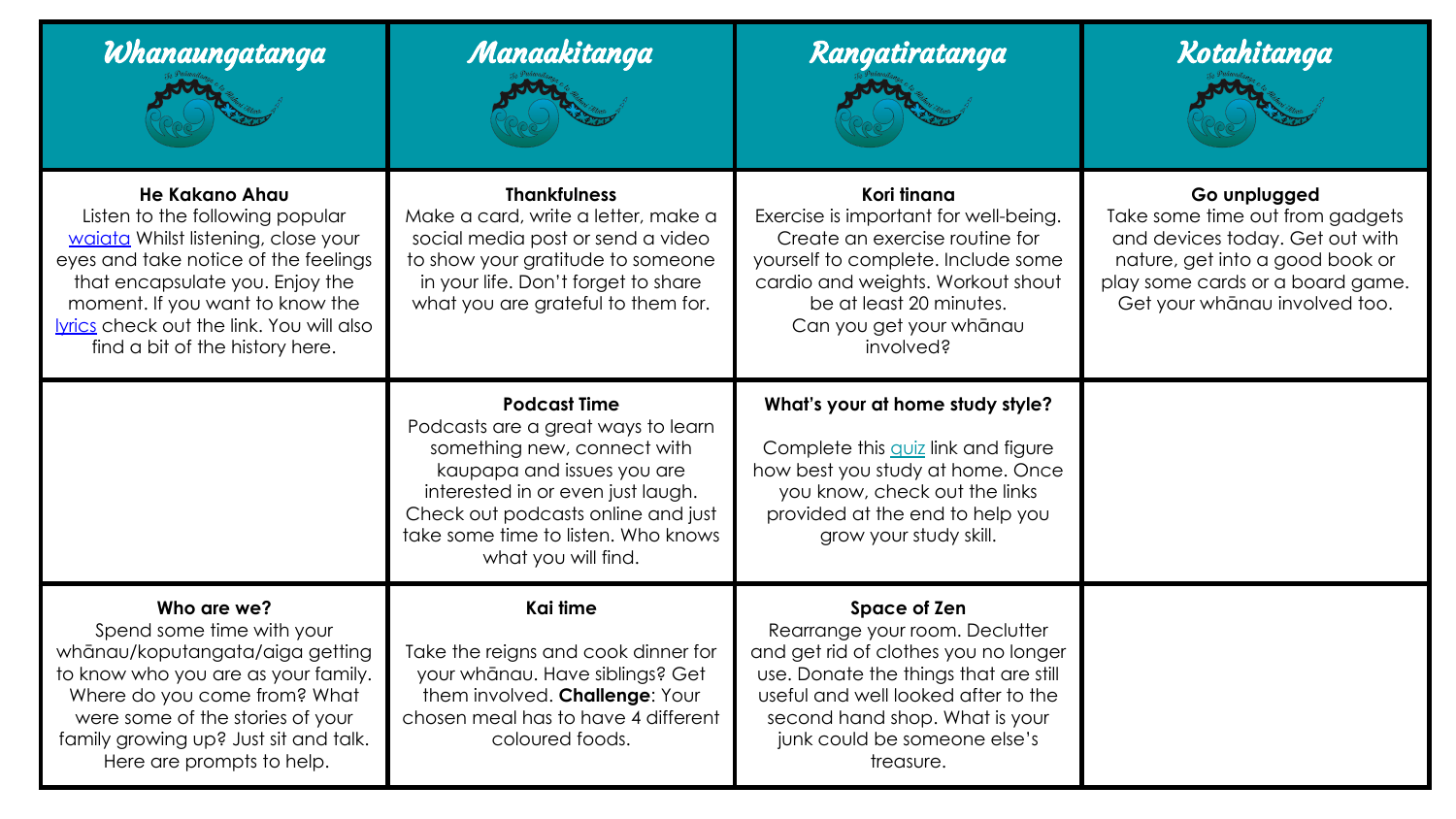| Whanaungatanga | Manaakitanga | Rangatiratanga | Kotahitanga |
|---|---|---|---|
| **He Kakano Ahau** Listen to the following popular waiata Whilst listening, close your eyes and take notice of the feelings that encapsulate you. Enjoy the moment. If you want to know the lyrics check out the link. You will also find a bit of the history here. | **Thankfulness** Make a card, write a letter, make a social media post or send a video to show your gratitude to someone in your life. Don't forget to share what you are grateful to them for. | **Kori tinana** Exercise is important for well-being. Create an exercise routine for yourself to complete. Include some cardio and weights. Workout shout be at least 20 minutes. Can you get your whānau involved? | **Go unplugged** Take some time out from gadgets and devices today. Get out with nature, get into a good book or play some cards or a board game. Get your whānau involved too. |
| | **Podcast Time** Podcasts are a great ways to learn something new, connect with kaupapa and issues you are interested in or even just laugh. Check out podcasts online and just take some time to listen. Who knows what you will find. | **What's your at home study style?** Complete this quiz link and figure how best you study at home. Once you know, check out the links provided at the end to help you grow your study skill. | |
| **Who are we?** Spend some time with your whānau/koputangata/aiga getting to know who you are as your family. Where do you come from? What were some of the stories of your family growing up? Just sit and talk. Here are prompts to help. | **Kai time** Take the reigns and cook dinner for your whānau. Have siblings? Get them involved. **Challenge**: Your chosen meal has to have 4 different coloured foods. | **Space of Zen** Rearrange your room. Declutter and get rid of clothes you no longer use. Donate the things that are still useful and well looked after to the second hand shop. What is your junk could be someone else's treasure. | |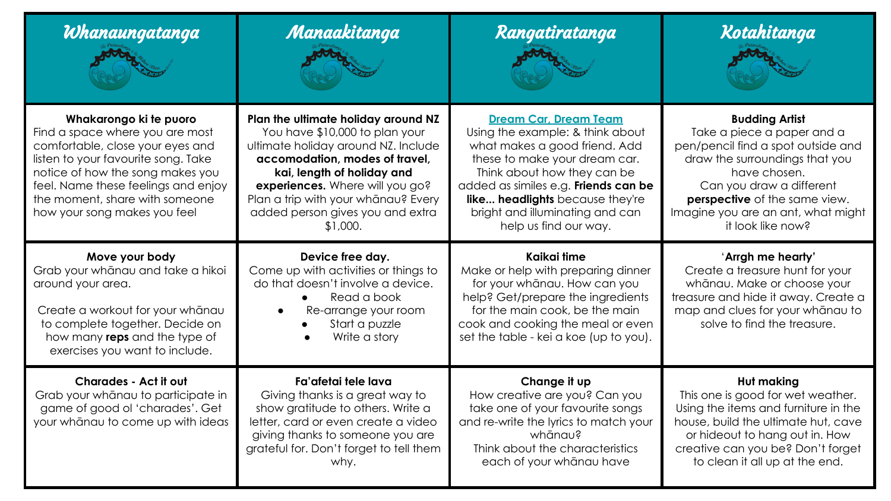| Whanaungatanga | Manaakitanga | Rangatiratanga | Kotahitanga |
|---|---|---|---|
| **Whakarongo ki te puoro**<br>Find a space where you are most comfortable, close your eyes and listen to your favourite song. Take notice of how the song makes you feel. Name these feelings and enjoy the moment, share with someone how your song makes you feel | **Plan the ultimate holiday around NZ**<br>You have $10,000 to plan your ultimate holiday around NZ. Include **accomodation, modes of travel, kai, length of holiday and experiences.** Where will you go? Plan a trip with your whānau? Every added person gives you and extra $1,000. | **Dream Car, Dream Team**<br>Using the example: & think about what makes a good friend. Add these to make your dream car. Think about how they can be added as similes e.g. **Friends can be like... headlights** because they're bright and illuminating and can help us find our way. | **Budding Artist**<br>Take a piece a paper and a pen/pencil find a spot outside and draw the surroundings that you have chosen.<br>Can you draw a different **perspective** of the same view. Imagine you are an ant, what might it look like now? |
| **Move your body**<br>Grab your whānau and take a hikoi around your area.<br><br>Create a workout for your whānau to complete together. Decide on how many **reps** and the type of exercises you want to include. | **Device free day.**<br>Come up with activities or things to do that doesn't involve a device.<br>• Read a book<br>• Re-arrange your room<br>• Start a puzzle<br>• Write a story | **Kaikai time**<br>Make or help with preparing dinner for your whānau. How can you help? Get/prepare the ingredients for the main cook, be the main cook and cooking the meal or even set the table - kei a koe (up to you). | **'Arrgh me hearty'**<br>Create a treasure hunt for your whānau. Make or choose your treasure and hide it away. Create a map and clues for your whānau to solve to find the treasure. |
| **Charades - Act it out**<br>Grab your whānau to participate in game of good ol 'charades'. Get your whānau to come up with ideas | **Fa'afetai tele lava**<br>Giving thanks is a great way to show gratitude to others. Write a letter, card or even create a video giving thanks to someone you are grateful for. Don't forget to tell them why. | **Change it up**<br>How creative are you? Can you take one of your favourite songs and re-write the lyrics to match your whānau?<br>Think about the characteristics each of your whānau have | **Hut making**<br>This one is good for wet weather. Using the items and furniture in the house, build the ultimate hut, cave or hideout to hang out in. How creative can you be? Don't forget to clean it all up at the end. |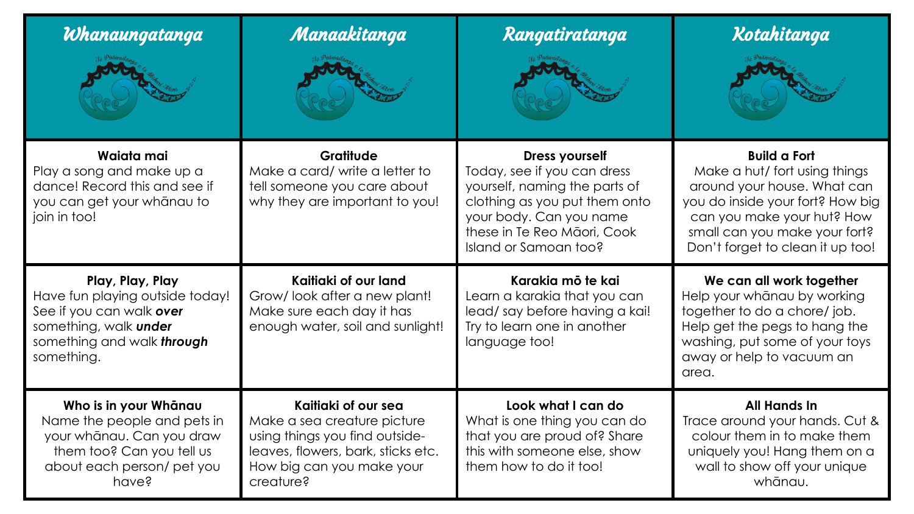| Whanaungatanga | Manaakitanga | Rangatiratanga | Kotahitanga |
|---|---|---|---|
| **Waiata mai** Play a song and make up a dance! Record this and see if you can get your whānau to join in too! | **Gratitude** Make a card/ write a letter to tell someone you care about why they are important to you! | **Dress yourself** Today, see if you can dress yourself, naming the parts of clothing as you put them onto your body. Can you name these in Te Reo Māori, Cook Island or Samoan too? | **Build a Fort** Make a hut/ fort using things around your house. What can you do inside your fort? How big can you make your hut? How small can you make your fort? Don't forget to clean it up too! |
| **Play, Play, Play** Have fun playing outside today! See if you can walk ***over*** something, walk ***under*** something and walk ***through*** something. | **Kaitiaki of our land** Grow/ look after a new plant! Make sure each day it has enough water, soil and sunlight! | **Karakia mō te kai** Learn a karakia that you can lead/ say before having a kai! Try to learn one in another language too! | **We can all work together** Help your whānau by working together to do a chore/ job. Help get the pegs to hang the washing, put some of your toys away or help to vacuum an area. |
| **Who is in your Whānau** Name the people and pets in your whānau. Can you draw them too? Can you tell us about each person/ pet you have? | **Kaitiaki of our sea** Make a sea creature picture using things you find outside- leaves, flowers, bark, sticks etc. How big can you make your creature? | **Look what I can do** What is one thing you can do that you are proud of? Share this with someone else, show them how to do it too! | **All Hands In** Trace around your hands. Cut & colour them in to make them uniquely you! Hang them on a wall to show off your unique whānau. |